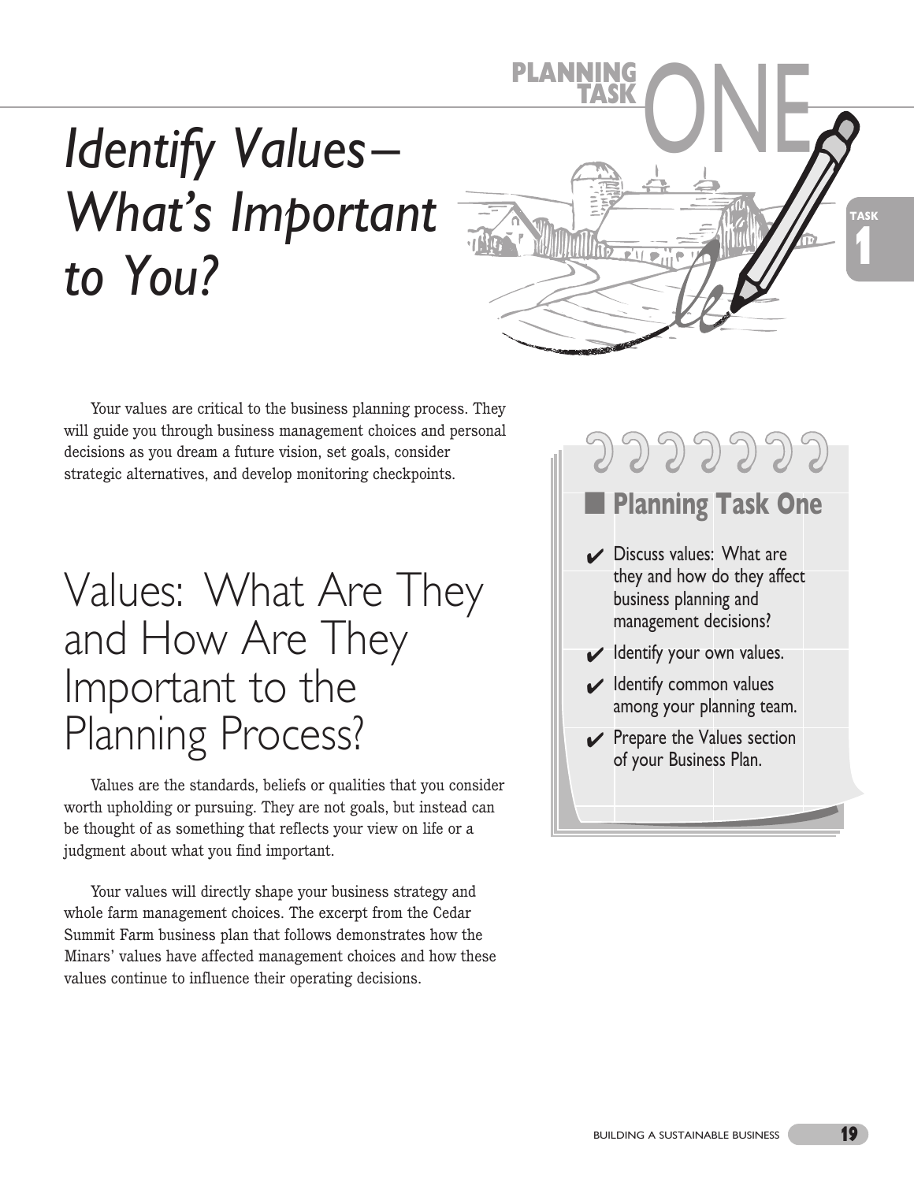# PLANNING TASK ONE

# *Identify Values–What's Important to You?*

Your values are critical to the business planning process. They will guide you through business management choices and personal decisions as you dream a future vision, set goals, consider strategic alternatives, and develop monitoring checkpoints.

> **Planning Task One**
>
> - ✔ Discuss values: What are they and how do they affect business planning and management decisions?
> - ✔ Identify your own values.
> - ✔ Identify common values among your planning team.
> - ✔ Prepare the Values section of your Business Plan.

## Values: What Are They and How Are They Important to the Planning Process?

Values are the standards, beliefs or qualities that you consider worth upholding or pursuing. They are not goals, but instead can be thought of as something that reflects your view on life or a judgment about what you find important.

Your values will directly shape your business strategy and whole farm management choices. The excerpt from the Cedar Summit Farm business plan that follows demonstrates how the Minars' values have affected management choices and how these values continue to influence their operating decisions.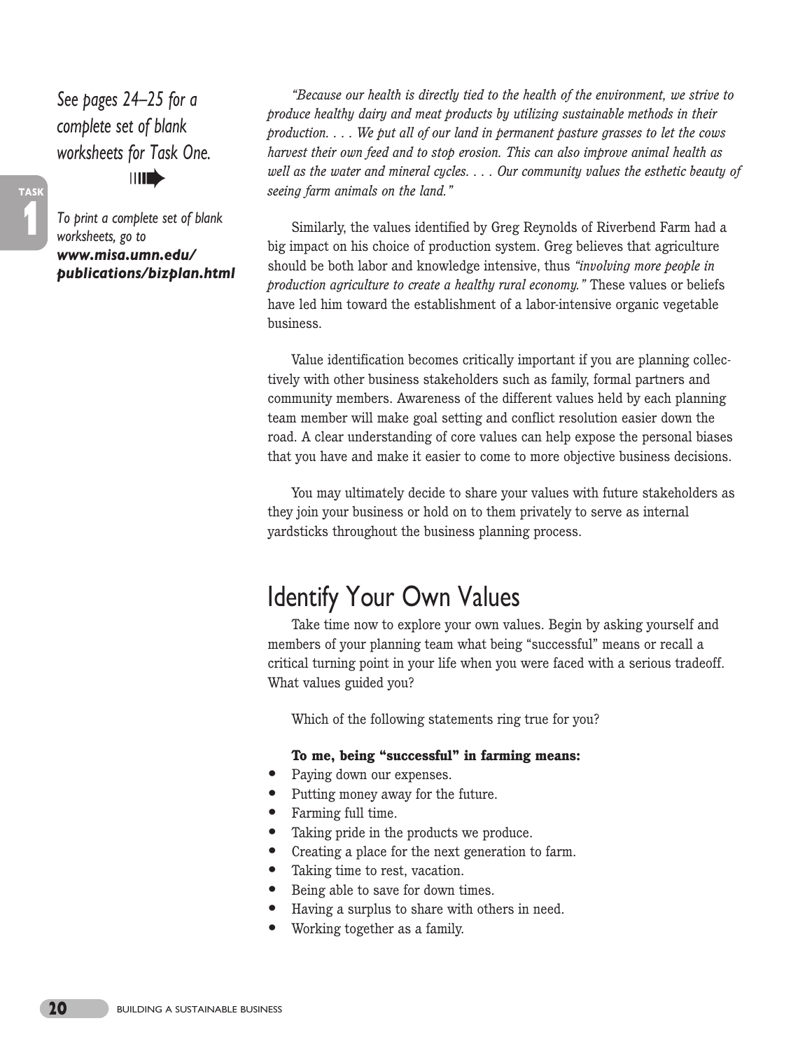*See pages 24–25 for a complete set of blank worksheets for Task One.*

*To print a complete set of blank worksheets, go to* ***www.misa.umn.edu/publications/bizplan.html***

*"Because our health is directly tied to the health of the environment, we strive to produce healthy dairy and meat products by utilizing sustainable methods in their production. . . . We put all of our land in permanent pasture grasses to let the cows harvest their own feed and to stop erosion. This can also improve animal health as well as the water and mineral cycles. . . . Our community values the esthetic beauty of seeing farm animals on the land."*

Similarly, the values identified by Greg Reynolds of Riverbend Farm had a big impact on his choice of production system. Greg believes that agriculture should be both labor and knowledge intensive, thus *"involving more people in production agriculture to create a healthy rural economy."* These values or beliefs have led him toward the establishment of a labor-intensive organic vegetable business.

Value identification becomes critically important if you are planning collectively with other business stakeholders such as family, formal partners and community members. Awareness of the different values held by each planning team member will make goal setting and conflict resolution easier down the road. A clear understanding of core values can help expose the personal biases that you have and make it easier to come to more objective business decisions.

You may ultimately decide to share your values with future stakeholders as they join your business or hold on to them privately to serve as internal yardsticks throughout the business planning process.

## Identify Your Own Values

Take time now to explore your own values. Begin by asking yourself and members of your planning team what being "successful" means or recall a critical turning point in your life when you were faced with a serious tradeoff. What values guided you?

Which of the following statements ring true for you?

**To me, being "successful" in farming means:**

- Paying down our expenses.
- Putting money away for the future.
- Farming full time.
- Taking pride in the products we produce.
- Creating a place for the next generation to farm.
- Taking time to rest, vacation.
- Being able to save for down times.
- Having a surplus to share with others in need.
- Working together as a family.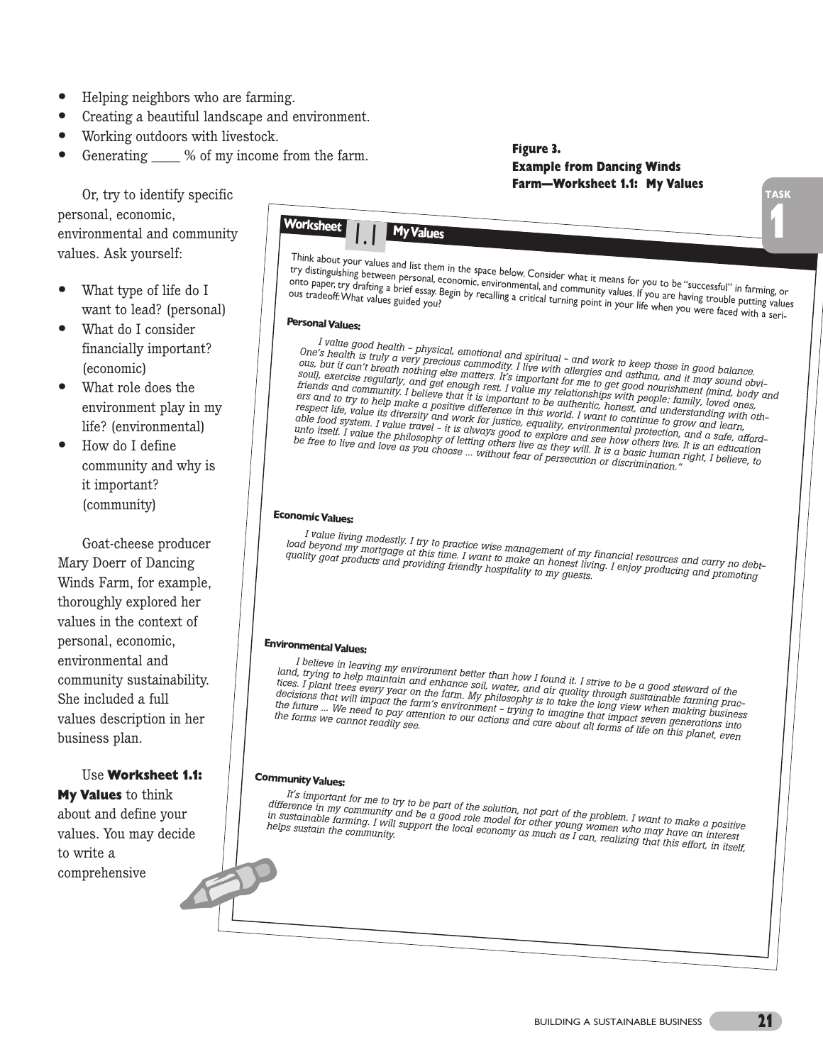- Helping neighbors who are farming.
- Creating a beautiful landscape and environment.
- Working outdoors with livestock.
- Generating ____ % of my income from the farm.

Or, try to identify specific personal, economic, environmental and community values. Ask yourself:

- What type of life do I want to lead? (personal)
- What do I consider financially important? (economic)
- What role does the environment play in my life? (environmental)
- How do I define community and why is it important? (community)

Goat-cheese producer Mary Doerr of Dancing Winds Farm, for example, thoroughly explored her values in the context of personal, economic, environmental and community sustainability. She included a full values description in her business plan.

Use **Worksheet 1.1: My Values** to think about and define your values. You may decide to write a comprehensive

**Figure 3.**
**Example from Dancing Winds Farm—Worksheet 1.1: My Values**

## Worksheet 1.1 My Values

Think about your values and list them in the space below. Consider what it means for you to be "successful" in farming, or try distinguishing between personal, economic, environmental, and community values. If you are having trouble putting values onto paper, try drafting a brief essay. Begin by recalling a critical turning point in your life when you were faced with a serious tradeoff: What values guided you?

### Personal Values:

*I value good health – physical, emotional and spiritual – and work to keep those in good balance. One's health is truly a very precious commodity. I live with allergies and asthma, and it may sound obvious, but if can't breath nothing else matters. It's important for me to get good nourishment (mind, body and soul), exercise regularly, and get enough rest. I value my relationships with people: family, loved ones, friends and community. I believe that it is important to be authentic, honest, and understanding with others and to try to help make a positive difference in this world. I want to continue to grow and learn, respect life, value its diversity and work for justice, equality, environmental protection, and a safe, affordable food system. I value travel – it is always good to explore and see how others live. It is an education unto itself. I value the philosophy of letting others live as they will. It is a basic human right, I believe, to be free to live and love as you choose ... without fear of persecution or discrimination."*

### Economic Values:

*I value living modestly. I try to practice wise management of my financial resources and carry no debt-load beyond my mortgage at this time. I want to make an honest living. I enjoy producing and promoting quality goat products and providing friendly hospitality to my guests.*

### Environmental Values:

*I believe in leaving my environment better than how I found it. I strive to be a good steward of the land, trying to help maintain and enhance soil, water, and air quality through sustainable farming practices. I plant trees every year on the farm. My philosophy is to take the long view when making business decisions that will impact the farm's environment – trying to imagine that impact seven generations into the future ... We need to pay attention to our actions and care about all forms of life on this planet, even the forms we cannot readily see.*

### Community Values:

*It's important for me to try to be part of the solution, not part of the problem. I want to make a positive difference in my community and be a good role model for other young women who may have an interest in sustainable farming. I will support the local economy as much as I can, realizing that this effort, in itself, helps sustain the community.*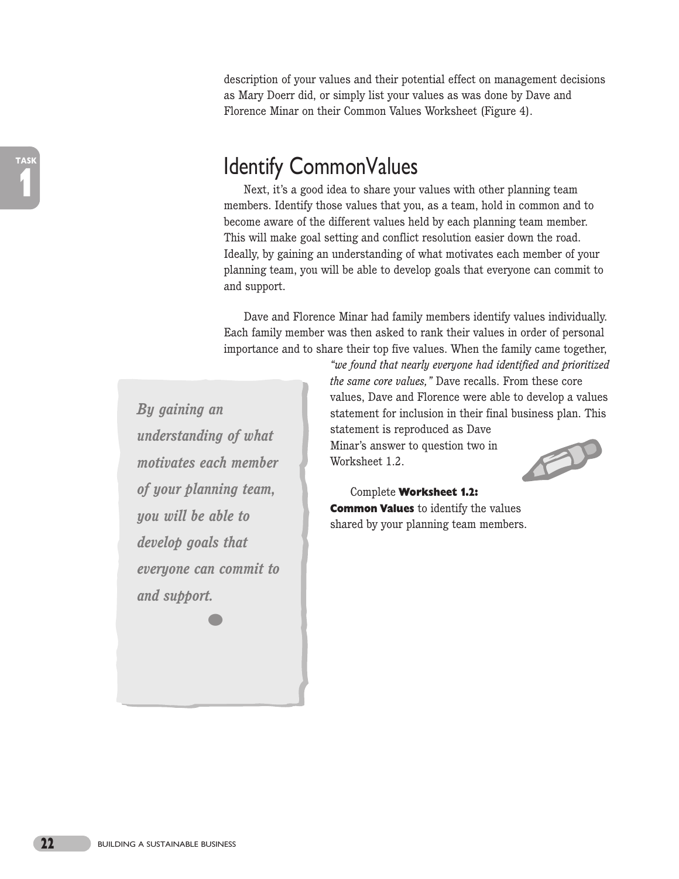description of your values and their potential effect on management decisions as Mary Doerr did, or simply list your values as was done by Dave and Florence Minar on their Common Values Worksheet (Figure 4).

## Identify CommonValues

Next, it's a good idea to share your values with other planning team members. Identify those values that you, as a team, hold in common and to become aware of the different values held by each planning team member. This will make goal setting and conflict resolution easier down the road. Ideally, by gaining an understanding of what motivates each member of your planning team, you will be able to develop goals that everyone can commit to and support.

Dave and Florence Minar had family members identify values individually. Each family member was then asked to rank their values in order of personal importance and to share their top five values. When the family came together, *"we found that nearly everyone had identified and prioritized the same core values,"* Dave recalls. From these core values, Dave and Florence were able to develop a values statement for inclusion in their final business plan. This statement is reproduced as Dave Minar's answer to question two in Worksheet 1.2.

***By gaining an understanding of what motivates each member of your planning team, you will be able to develop goals that everyone can commit to and support.***

Complete **Worksheet 1.2: Common Values** to identify the values shared by your planning team members.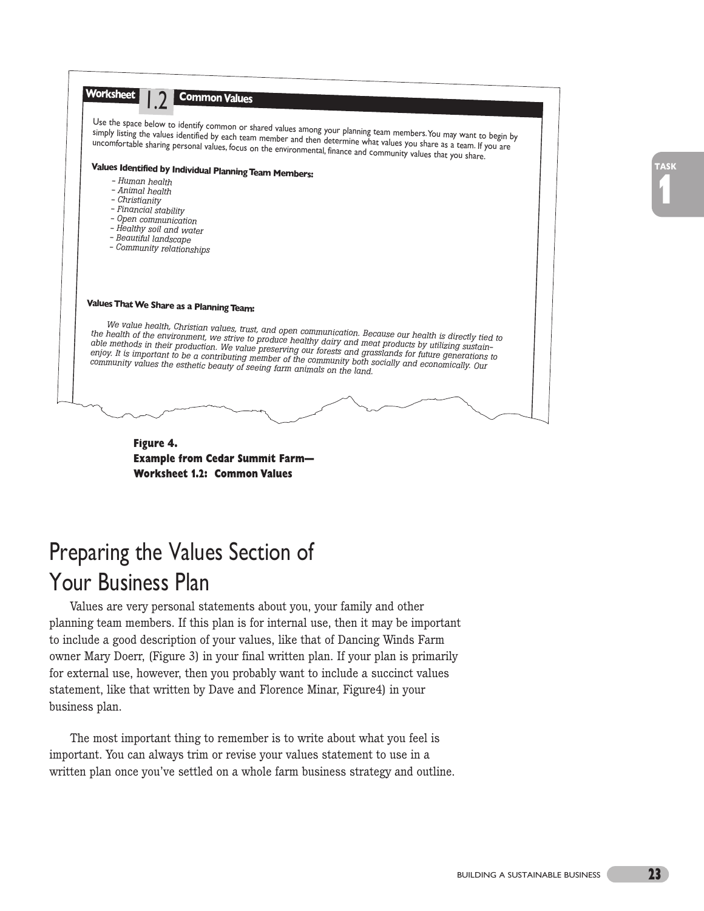**Worksheet 1.2 Common Values**

Use the space below to identify common or shared values among your planning team members. You may want to begin by simply listing the values identified by each team member and then determine what values you share as a team. If you are uncomfortable sharing personal values, focus on the environmental, finance and community values that you share.

**Values Identified by Individual Planning Team Members:**

- *Human health*
- *Animal health*
- *Christianity*
- *Financial stability*
- *Open communication*
- *Healthy soil and water*
- *Beautiful landscape*
- *Community relationships*

**Values That We Share as a Planning Team:**

*We value health, Christian values, trust, and open communication. Because our health is directly tied to the health of the environment, we strive to produce healthy dairy and meat products by utilizing sustainable methods in their production. We value preserving our forests and grasslands for future generations to enjoy. It is important to be a contributing member of the community both socially and economically. Our community values the esthetic beauty of seeing farm animals on the land.*

**Figure 4.**
**Example from Cedar Summit Farm—**
**Worksheet 1.2: Common Values**

# Preparing the Values Section of Your Business Plan

Values are very personal statements about you, your family and other planning team members. If this plan is for internal use, then it may be important to include a good description of your values, like that of Dancing Winds Farm owner Mary Doerr, (Figure 3) in your final written plan. If your plan is primarily for external use, however, then you probably want to include a succinct values statement, like that written by Dave and Florence Minar, Figure4) in your business plan.

The most important thing to remember is to write about what you feel is important. You can always trim or revise your values statement to use in a written plan once you've settled on a whole farm business strategy and outline.